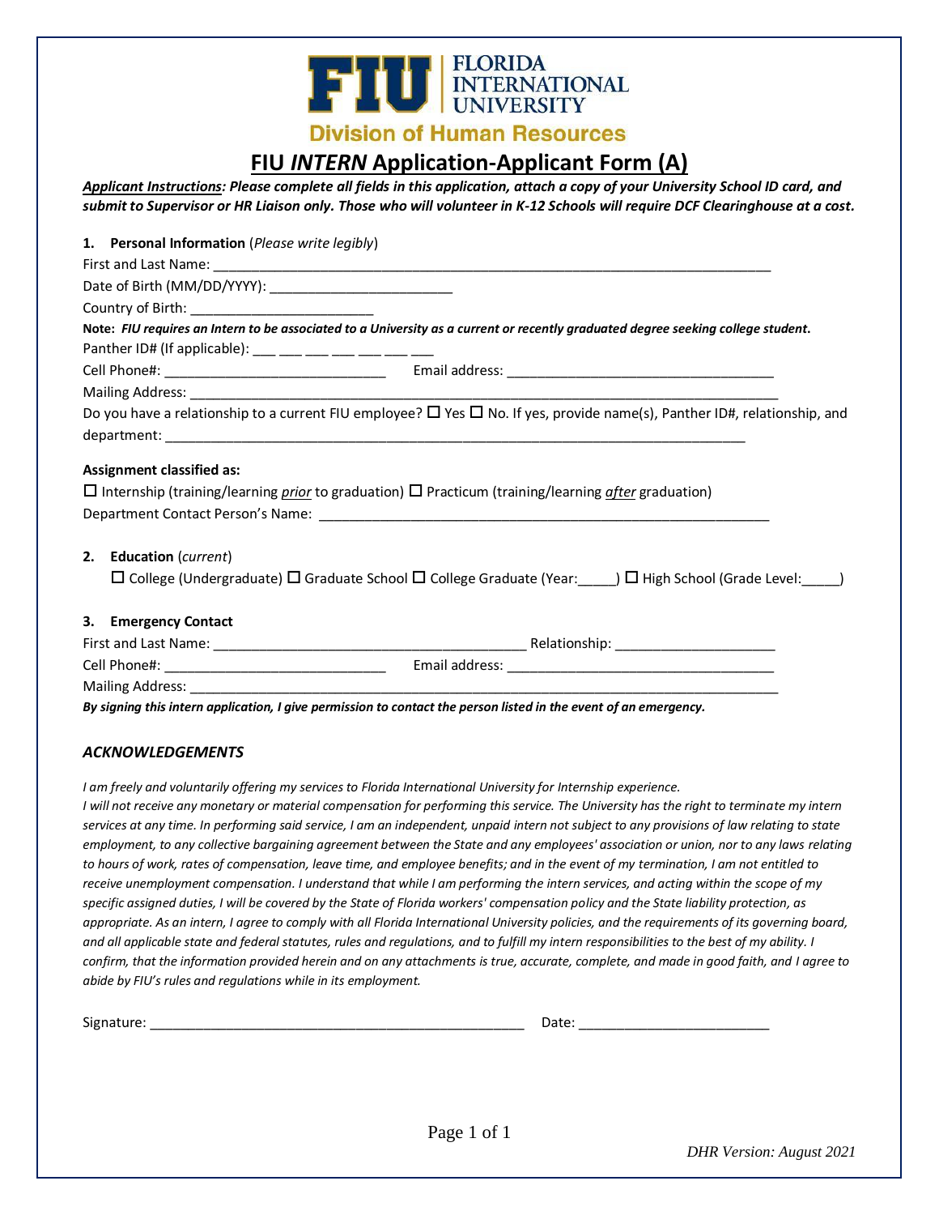**FLORIDA INTERNATIONAL UNIVERSITY**

**Division of Human Resources**

# FIU *INTERN* Application-Applicant Form (A)

***Applicant Instructions*: Please complete all fields in this application, attach a copy of your University School ID card, and submit to Supervisor or HR Liaison only. Those who will volunteer in K-12 Schools will require DCF Clearinghouse at a cost.**

**1. Personal Information** (*Please write legibly*)

First and Last Name: ___________________________________________________________________________

Date of Birth (MM/DD/YYYY): ________________________

Country of Birth: ________________________

**Note: *FIU requires an Intern to be associated to a University as a current or recently graduated degree seeking college student*.**

Panther ID# (If applicable): ___ ___ ___ ___ ___ ___ ___

Cell Phone#: _____________________________ Email address: ___________________________________

Mailing Address: ___________________________________________________________________________

Do you have a relationship to a current FIU employee? ☐ Yes ☐ No. If yes, provide name(s), Panther ID#, relationship, and department: ___________________________________________________________________________

**Assignment classified as:**

☐ Internship (training/learning *prior* to graduation) ☐ Practicum (training/learning *after* graduation)

Department Contact Person's Name: ___________________________________________________________

**2. Education** (*current*)

☐ College (Undergraduate) ☐ Graduate School ☐ College Graduate (Year:_____) ☐ High School (Grade Level:_____)

**3. Emergency Contact**

First and Last Name: _________________________________________ Relationship: _____________________

Cell Phone#: _____________________________ Email address: ___________________________________

Mailing Address: ___________________________________________________________________________

***By signing this intern application, I give permission to contact the person listed in the event of an emergency.***

### *ACKNOWLEDGEMENTS*

*I am freely and voluntarily offering my services to Florida International University for Internship experience.*
*I will not receive any monetary or material compensation for performing this service. The University has the right to terminate my intern services at any time. In performing said service, I am an independent, unpaid intern not subject to any provisions of law relating to state employment, to any collective bargaining agreement between the State and any employees' association or union, nor to any laws relating to hours of work, rates of compensation, leave time, and employee benefits; and in the event of my termination, I am not entitled to receive unemployment compensation. I understand that while I am performing the intern services, and acting within the scope of my specific assigned duties, I will be covered by the State of Florida workers' compensation policy and the State liability protection, as appropriate. As an intern, I agree to comply with all Florida International University policies, and the requirements of its governing board, and all applicable state and federal statutes, rules and regulations, and to fulfill my intern responsibilities to the best of my ability. I confirm, that the information provided herein and on any attachments is true, accurate, complete, and made in good faith, and I agree to abide by FIU's rules and regulations while in its employment.*

Signature: _________________________________________________ Date: _________________________

*DHR Version: August 2021*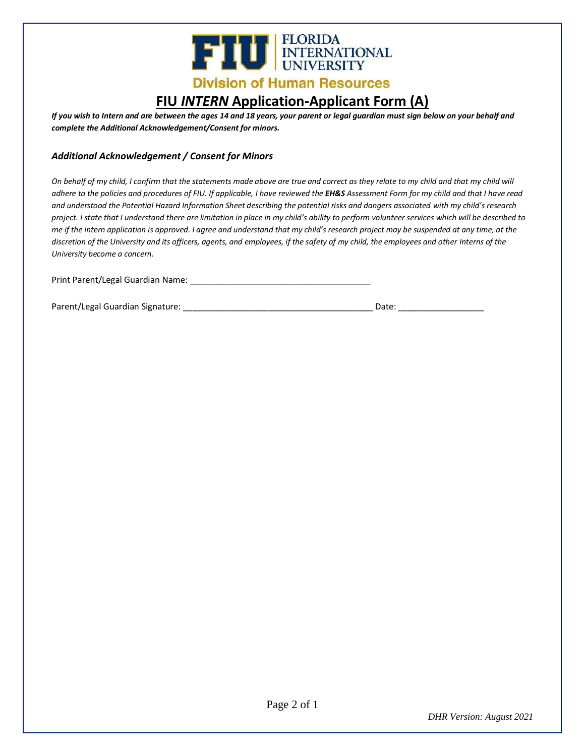FLORIDA INTERNATIONAL UNIVERSITY

Division of Human Resources

# FIU *INTERN* Application-Applicant Form (A)

***If you wish to Intern and are between the ages 14 and 18 years, your parent or legal guardian must sign below on your behalf and complete the Additional Acknowledgement/Consent for minors.***

### *Additional Acknowledgement / Consent for Minors*

*On behalf of my child, I confirm that the statements made above are true and correct as they relate to my child and that my child will adhere to the policies and procedures of FIU. If applicable, I have reviewed the **EH&S** Assessment Form for my child and that I have read and understood the Potential Hazard Information Sheet describing the potential risks and dangers associated with my child's research project. I state that I understand there are limitation in place in my child's ability to perform volunteer services which will be described to me if the intern application is approved. I agree and understand that my child's research project may be suspended at any time, at the discretion of the University and its officers, agents, and employees, if the safety of my child, the employees and other Interns of the University become a concern.*

Print Parent/Legal Guardian Name: ______________________________________

Parent/Legal Guardian Signature: ________________________________________ Date: __________________

*DHR Version: August 2021*